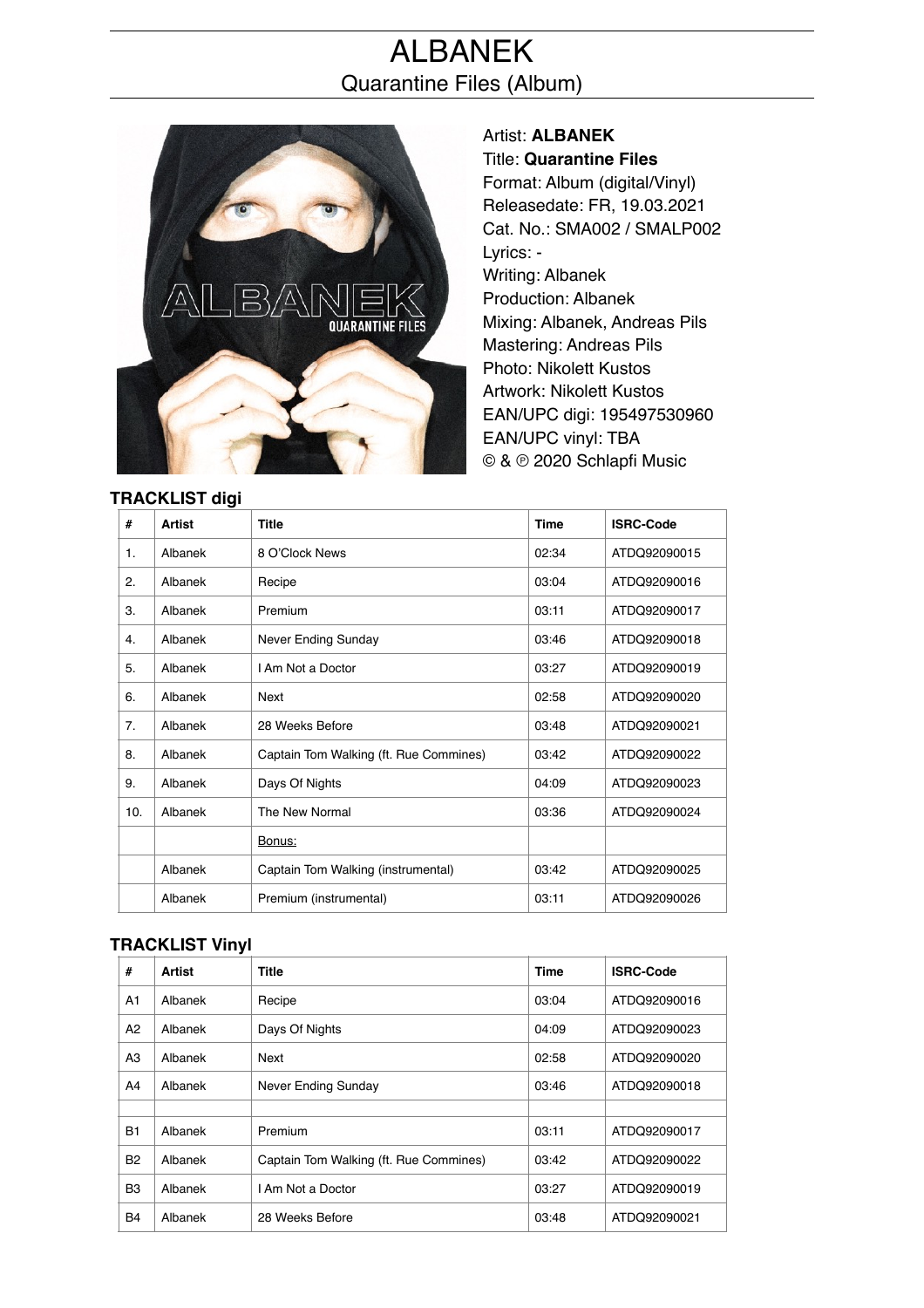# ALBANEK

## Quarantine Files (Album)

Artist: **ALBANEK**
Title: **Quarantine Files**
Format: Album (digital/Vinyl)
Releasedate: FR, 19.03.2021
Cat. No.: SMA002 / SMALP002
Lyrics: -
Writing: Albanek
Production: Albanek
Mixing: Albanek, Andreas Pils
Mastering: Andreas Pils
Photo: Nikolett Kustos
Artwork: Nikolett Kustos
EAN/UPC digi: 195497530960
EAN/UPC vinyl: TBA
© & ℗ 2020 Schlapfi Music

### TRACKLIST digi

| # | Artist | Title | Time | ISRC-Code |
|---|---|---|---|---|
| 1. | Albanek | 8 O'Clock News | 02:34 | ATDQ92090015 |
| 2. | Albanek | Recipe | 03:04 | ATDQ92090016 |
| 3. | Albanek | Premium | 03:11 | ATDQ92090017 |
| 4. | Albanek | Never Ending Sunday | 03:46 | ATDQ92090018 |
| 5. | Albanek | I Am Not a Doctor | 03:27 | ATDQ92090019 |
| 6. | Albanek | Next | 02:58 | ATDQ92090020 |
| 7. | Albanek | 28 Weeks Before | 03:48 | ATDQ92090021 |
| 8. | Albanek | Captain Tom Walking (ft. Rue Commines) | 03:42 | ATDQ92090022 |
| 9. | Albanek | Days Of Nights | 04:09 | ATDQ92090023 |
| 10. | Albanek | The New Normal | 03:36 | ATDQ92090024 |
| | | Bonus: | | |
| | Albanek | Captain Tom Walking (instrumental) | 03:42 | ATDQ92090025 |
| | Albanek | Premium (instrumental) | 03:11 | ATDQ92090026 |

### TRACKLIST Vinyl

| # | Artist | Title | Time | ISRC-Code |
|---|---|---|---|---|
| A1 | Albanek | Recipe | 03:04 | ATDQ92090016 |
| A2 | Albanek | Days Of Nights | 04:09 | ATDQ92090023 |
| A3 | Albanek | Next | 02:58 | ATDQ92090020 |
| A4 | Albanek | Never Ending Sunday | 03:46 | ATDQ92090018 |
| | | | | |
| B1 | Albanek | Premium | 03:11 | ATDQ92090017 |
| B2 | Albanek | Captain Tom Walking (ft. Rue Commines) | 03:42 | ATDQ92090022 |
| B3 | Albanek | I Am Not a Doctor | 03:27 | ATDQ92090019 |
| B4 | Albanek | 28 Weeks Before | 03:48 | ATDQ92090021 |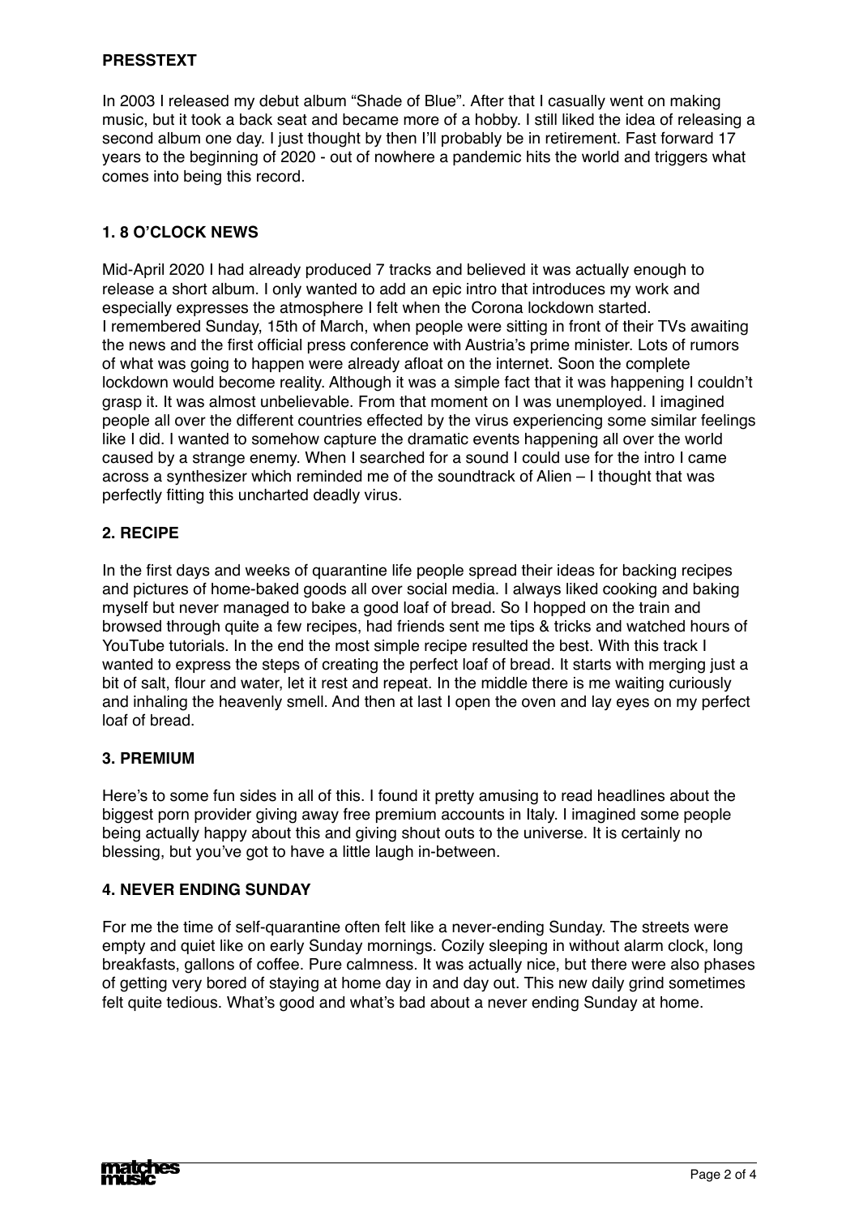**PRESSTEXT**

In 2003 I released my debut album "Shade of Blue". After that I casually went on making music, but it took a back seat and became more of a hobby. I still liked the idea of releasing a second album one day. I just thought by then I'll probably be in retirement. Fast forward 17 years to the beginning of 2020 - out of nowhere a pandemic hits the world and triggers what comes into being this record.

**1. 8 O'CLOCK NEWS**

Mid-April 2020 I had already produced 7 tracks and believed it was actually enough to release a short album. I only wanted to add an epic intro that introduces my work and especially expresses the atmosphere I felt when the Corona lockdown started.
I remembered Sunday, 15th of March, when people were sitting in front of their TVs awaiting the news and the first official press conference with Austria's prime minister. Lots of rumors of what was going to happen were already afloat on the internet. Soon the complete lockdown would become reality. Although it was a simple fact that it was happening I couldn't grasp it. It was almost unbelievable. From that moment on I was unemployed. I imagined people all over the different countries effected by the virus experiencing some similar feelings like I did. I wanted to somehow capture the dramatic events happening all over the world caused by a strange enemy. When I searched for a sound I could use for the intro I came across a synthesizer which reminded me of the soundtrack of Alien – I thought that was perfectly fitting this uncharted deadly virus.

**2. RECIPE**

In the first days and weeks of quarantine life people spread their ideas for backing recipes and pictures of home-baked goods all over social media. I always liked cooking and baking myself but never managed to bake a good loaf of bread. So I hopped on the train and browsed through quite a few recipes, had friends sent me tips & tricks and watched hours of YouTube tutorials. In the end the most simple recipe resulted the best. With this track I wanted to express the steps of creating the perfect loaf of bread. It starts with merging just a bit of salt, flour and water, let it rest and repeat. In the middle there is me waiting curiously and inhaling the heavenly smell. And then at last I open the oven and lay eyes on my perfect loaf of bread.

**3. PREMIUM**

Here's to some fun sides in all of this. I found it pretty amusing to read headlines about the biggest porn provider giving away free premium accounts in Italy. I imagined some people being actually happy about this and giving shout outs to the universe. It is certainly no blessing, but you've got to have a little laugh in-between.

**4. NEVER ENDING SUNDAY**

For me the time of self-quarantine often felt like a never-ending Sunday. The streets were empty and quiet like on early Sunday mornings. Cozily sleeping in without alarm clock, long breakfasts, gallons of coffee. Pure calmness. It was actually nice, but there were also phases of getting very bored of staying at home day in and day out. This new daily grind sometimes felt quite tedious. What's good and what's bad about a never ending Sunday at home.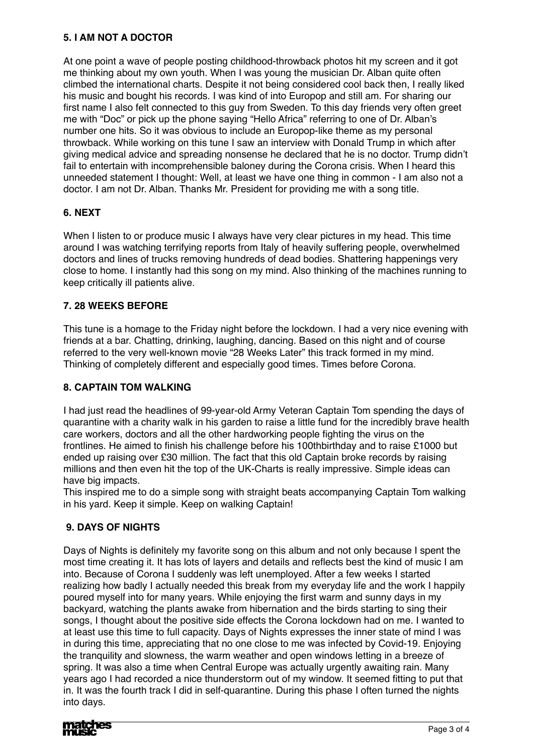### 5. I AM NOT A DOCTOR

At one point a wave of people posting childhood-throwback photos hit my screen and it got me thinking about my own youth. When I was young the musician Dr. Alban quite often climbed the international charts. Despite it not being considered cool back then, I really liked his music and bought his records. I was kind of into Europop and still am. For sharing our first name I also felt connected to this guy from Sweden. To this day friends very often greet me with "Doc" or pick up the phone saying "Hello Africa" referring to one of Dr. Alban's number one hits. So it was obvious to include an Europop-like theme as my personal throwback. While working on this tune I saw an interview with Donald Trump in which after giving medical advice and spreading nonsense he declared that he is no doctor. Trump didn't fail to entertain with incomprehensible baloney during the Corona crisis. When I heard this unneeded statement I thought: Well, at least we have one thing in common - I am also not a doctor. I am not Dr. Alban. Thanks Mr. President for providing me with a song title.

### 6. NEXT

When I listen to or produce music I always have very clear pictures in my head. This time around I was watching terrifying reports from Italy of heavily suffering people, overwhelmed doctors and lines of trucks removing hundreds of dead bodies. Shattering happenings very close to home. I instantly had this song on my mind. Also thinking of the machines running to keep critically ill patients alive.

### 7. 28 WEEKS BEFORE

This tune is a homage to the Friday night before the lockdown. I had a very nice evening with friends at a bar. Chatting, drinking, laughing, dancing. Based on this night and of course referred to the very well-known movie "28 Weeks Later" this track formed in my mind. Thinking of completely different and especially good times. Times before Corona.

### 8. CAPTAIN TOM WALKING

I had just read the headlines of 99-year-old Army Veteran Captain Tom spending the days of quarantine with a charity walk in his garden to raise a little fund for the incredibly brave health care workers, doctors and all the other hardworking people fighting the virus on the frontlines. He aimed to finish his challenge before his 100thbirthday and to raise £1000 but ended up raising over £30 million. The fact that this old Captain broke records by raising millions and then even hit the top of the UK-Charts is really impressive. Simple ideas can have big impacts.
This inspired me to do a simple song with straight beats accompanying Captain Tom walking in his yard. Keep it simple. Keep on walking Captain!

### 9. DAYS OF NIGHTS

Days of Nights is definitely my favorite song on this album and not only because I spent the most time creating it. It has lots of layers and details and reflects best the kind of music I am into. Because of Corona I suddenly was left unemployed. After a few weeks I started realizing how badly I actually needed this break from my everyday life and the work I happily poured myself into for many years. While enjoying the first warm and sunny days in my backyard, watching the plants awake from hibernation and the birds starting to sing their songs, I thought about the positive side effects the Corona lockdown had on me. I wanted to at least use this time to full capacity. Days of Nights expresses the inner state of mind I was in during this time, appreciating that no one close to me was infected by Covid-19. Enjoying the tranquility and slowness, the warm weather and open windows letting in a breeze of spring. It was also a time when Central Europe was actually urgently awaiting rain. Many years ago I had recorded a nice thunderstorm out of my window. It seemed fitting to put that in. It was the fourth track I did in self-quarantine. During this phase I often turned the nights into days.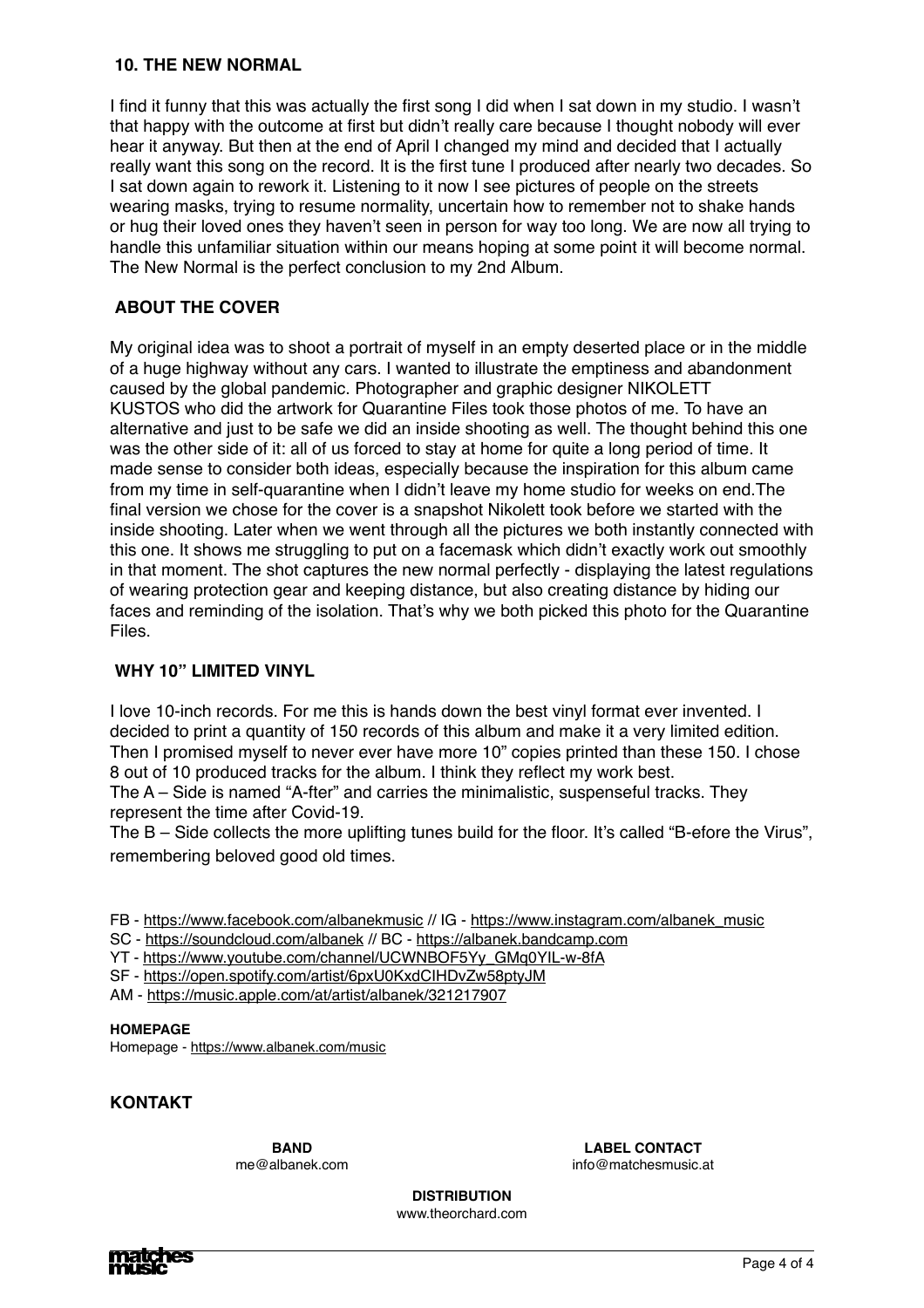## 10. THE NEW NORMAL

I find it funny that this was actually the first song I did when I sat down in my studio. I wasn't that happy with the outcome at first but didn't really care because I thought nobody will ever hear it anyway. But then at the end of April I changed my mind and decided that I actually really want this song on the record. It is the first tune I produced after nearly two decades. So I sat down again to rework it. Listening to it now I see pictures of people on the streets wearing masks, trying to resume normality, uncertain how to remember not to shake hands or hug their loved ones they haven't seen in person for way too long. We are now all trying to handle this unfamiliar situation within our means hoping at some point it will become normal. The New Normal is the perfect conclusion to my 2nd Album.

## ABOUT THE COVER

My original idea was to shoot a portrait of myself in an empty deserted place or in the middle of a huge highway without any cars. I wanted to illustrate the emptiness and abandonment caused by the global pandemic. Photographer and graphic designer NIKOLETT KUSTOS who did the artwork for Quarantine Files took those photos of me. To have an alternative and just to be safe we did an inside shooting as well. The thought behind this one was the other side of it: all of us forced to stay at home for quite a long period of time. It made sense to consider both ideas, especially because the inspiration for this album came from my time in self-quarantine when I didn't leave my home studio for weeks on end.The final version we chose for the cover is a snapshot Nikolett took before we started with the inside shooting. Later when we went through all the pictures we both instantly connected with this one. It shows me struggling to put on a facemask which didn't exactly work out smoothly in that moment. The shot captures the new normal perfectly - displaying the latest regulations of wearing protection gear and keeping distance, but also creating distance by hiding our faces and reminding of the isolation. That's why we both picked this photo for the Quarantine Files.

## WHY 10" LIMITED VINYL

I love 10-inch records. For me this is hands down the best vinyl format ever invented. I decided to print a quantity of 150 records of this album and make it a very limited edition. Then I promised myself to never ever have more 10" copies printed than these 150. I chose 8 out of 10 produced tracks for the album. I think they reflect my work best.
The A – Side is named "A-fter" and carries the minimalistic, suspenseful tracks. They represent the time after Covid-19.
The B – Side collects the more uplifting tunes build for the floor. It's called "B-efore the Virus", remembering beloved good old times.

FB - https://www.facebook.com/albanekmusic // IG - https://www.instagram.com/albanek_music
SC - https://soundcloud.com/albanek // BC - https://albanek.bandcamp.com
YT - https://www.youtube.com/channel/UCWNBOF5Yy_GMq0YIL-w-8fA
SF - https://open.spotify.com/artist/6pxU0KxdCIHDvZw58ptyJM
AM - https://music.apple.com/at/artist/albanek/321217907

**HOMEPAGE**
Homepage - https://www.albanek.com/music

## KONTAKT

**BAND**
me@albanek.com

**LABEL CONTACT**
info@matchesmusic.at

**DISTRIBUTION**
www.theorchard.com